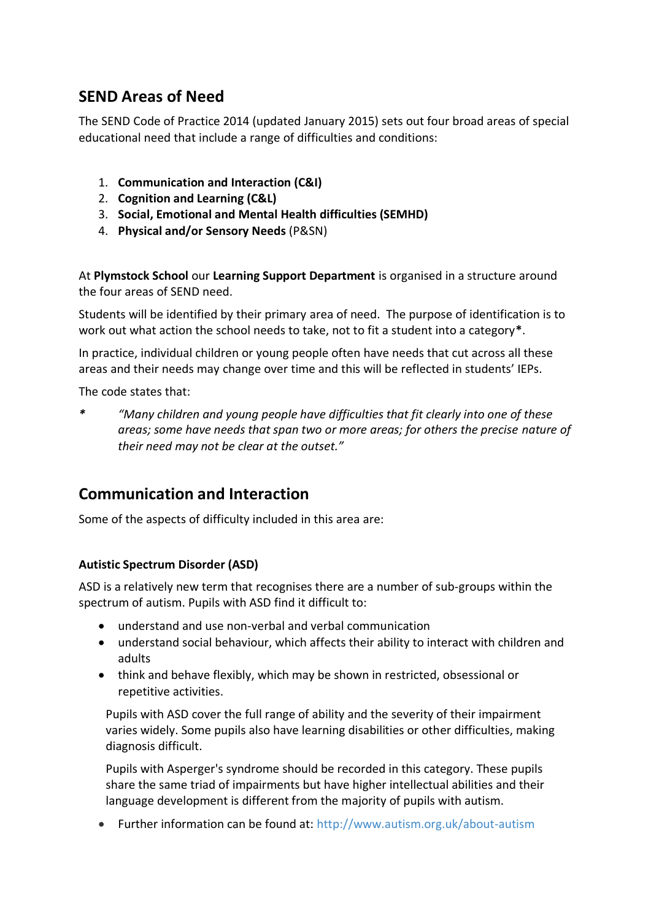## SEND Areas of Need

The SEND Code of Practice 2014 (updated January 2015) sets out four broad areas of special educational need that include a range of difficulties and conditions:

1. **Communication and Interaction (C&I)**
2. **Cognition and Learning (C&L)**
3. **Social, Emotional and Mental Health difficulties (SEMHD)**
4. **Physical and/or Sensory Needs** (P&SN)

At **Plymstock School** our **Learning Support Department** is organised in a structure around the four areas of SEND need.

Students will be identified by their primary area of need. The purpose of identification is to work out what action the school needs to take, not to fit a student into a category**\***.

In practice, individual children or young people often have needs that cut across all these areas and their needs may change over time and this will be reflected in students' IEPs.

The code states that:

**\*** *"Many children and young people have difficulties that fit clearly into one of these areas; some have needs that span two or more areas; for others the precise nature of their need may not be clear at the outset."*

## Communication and Interaction

Some of the aspects of difficulty included in this area are:

### Autistic Spectrum Disorder (ASD)

ASD is a relatively new term that recognises there are a number of sub-groups within the spectrum of autism. Pupils with ASD find it difficult to:

- understand and use non-verbal and verbal communication
- understand social behaviour, which affects their ability to interact with children and adults
- think and behave flexibly, which may be shown in restricted, obsessional or repetitive activities.

Pupils with ASD cover the full range of ability and the severity of their impairment varies widely. Some pupils also have learning disabilities or other difficulties, making diagnosis difficult.

Pupils with Asperger's syndrome should be recorded in this category. These pupils share the same triad of impairments but have higher intellectual abilities and their language development is different from the majority of pupils with autism.

- Further information can be found at: http://www.autism.org.uk/about-autism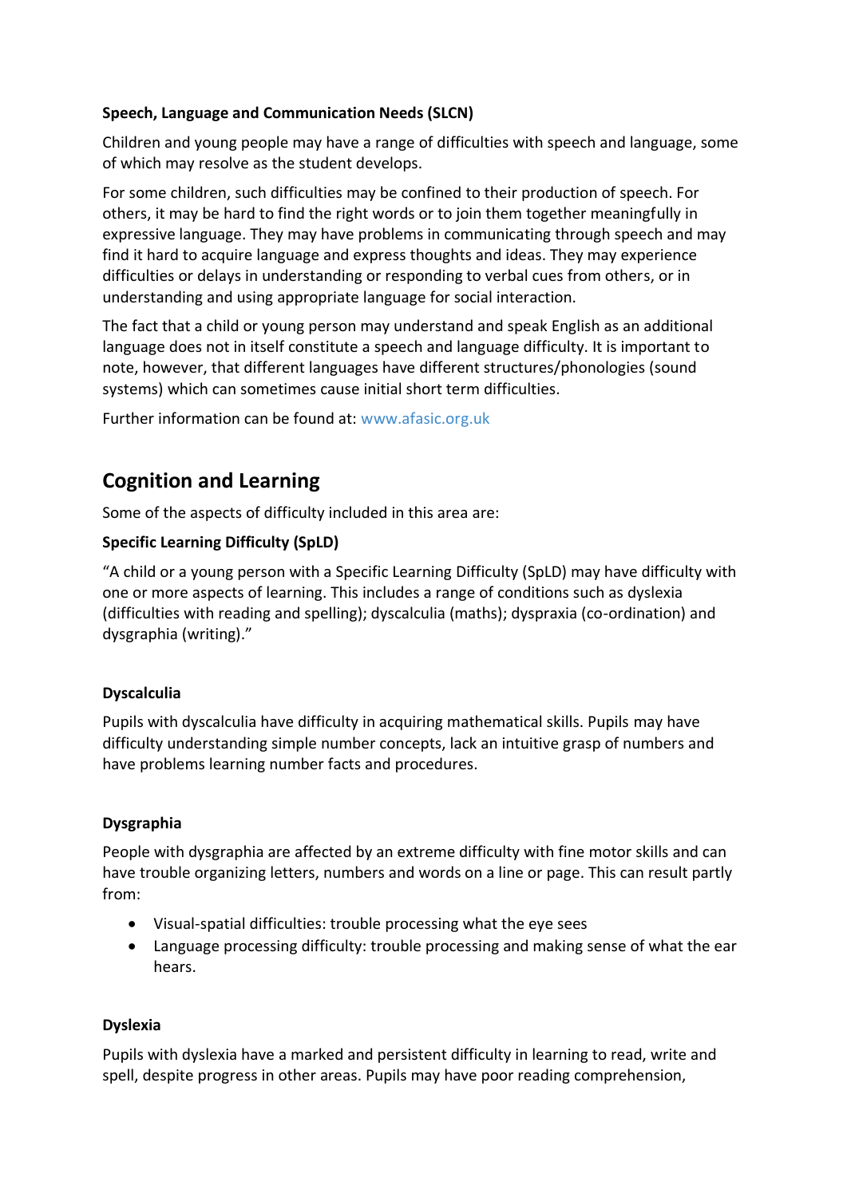**Speech, Language and Communication Needs (SLCN)**

Children and young people may have a range of difficulties with speech and language, some of which may resolve as the student develops.

For some children, such difficulties may be confined to their production of speech. For others, it may be hard to find the right words or to join them together meaningfully in expressive language. They may have problems in communicating through speech and may find it hard to acquire language and express thoughts and ideas. They may experience difficulties or delays in understanding or responding to verbal cues from others, or in understanding and using appropriate language for social interaction.

The fact that a child or young person may understand and speak English as an additional language does not in itself constitute a speech and language difficulty. It is important to note, however, that different languages have different structures/phonologies (sound systems) which can sometimes cause initial short term difficulties.

Further information can be found at: www.afasic.org.uk

## Cognition and Learning

Some of the aspects of difficulty included in this area are:

**Specific Learning Difficulty (SpLD)**

"A child or a young person with a Specific Learning Difficulty (SpLD) may have difficulty with one or more aspects of learning. This includes a range of conditions such as dyslexia (difficulties with reading and spelling); dyscalculia (maths); dyspraxia (co-ordination) and dysgraphia (writing)."

**Dyscalculia**

Pupils with dyscalculia have difficulty in acquiring mathematical skills. Pupils may have difficulty understanding simple number concepts, lack an intuitive grasp of numbers and have problems learning number facts and procedures.

**Dysgraphia**

People with dysgraphia are affected by an extreme difficulty with fine motor skills and can have trouble organizing letters, numbers and words on a line or page. This can result partly from:

- Visual-spatial difficulties: trouble processing what the eye sees
- Language processing difficulty: trouble processing and making sense of what the ear hears.

**Dyslexia**

Pupils with dyslexia have a marked and persistent difficulty in learning to read, write and spell, despite progress in other areas. Pupils may have poor reading comprehension,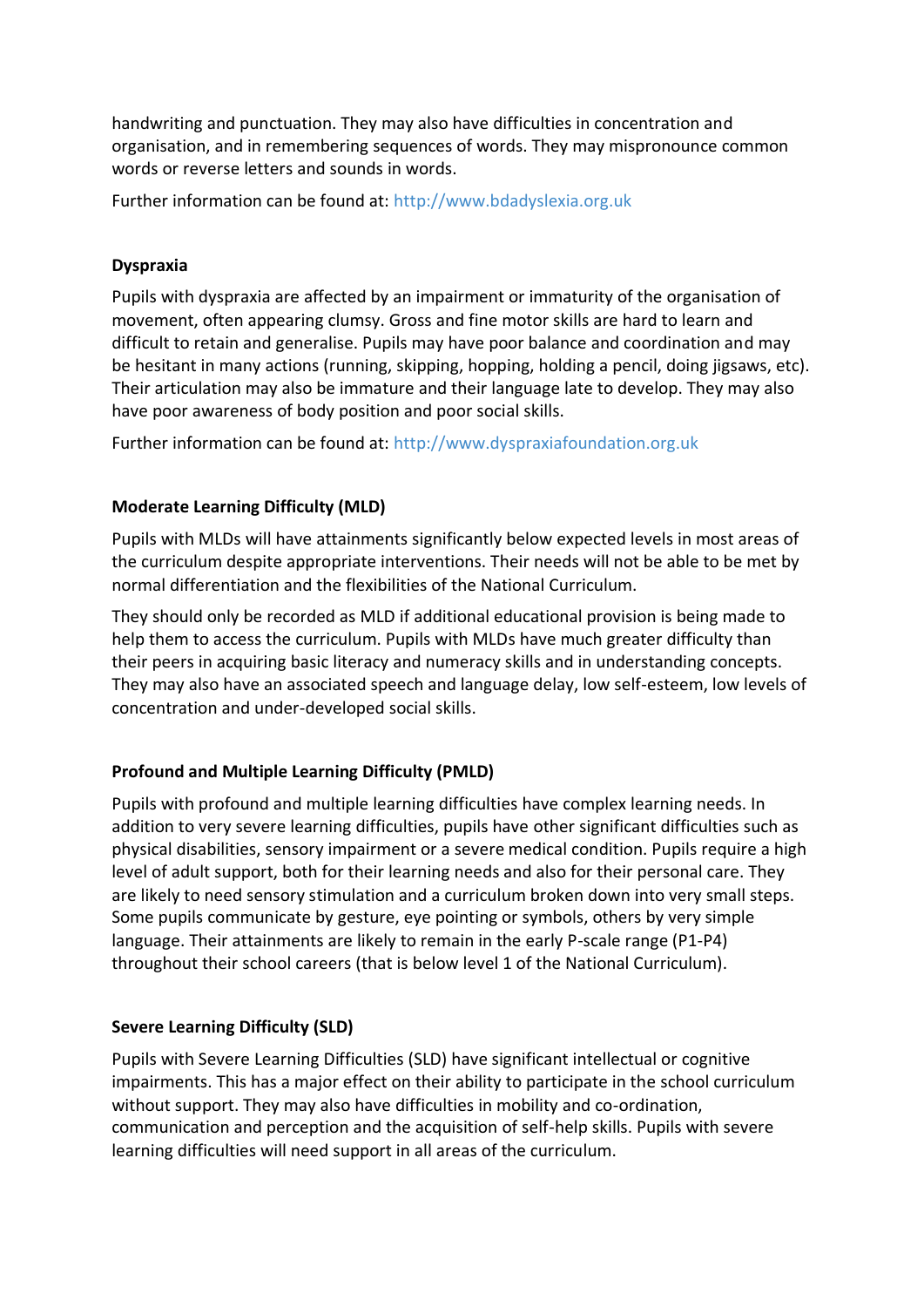handwriting and punctuation. They may also have difficulties in concentration and organisation, and in remembering sequences of words. They may mispronounce common words or reverse letters and sounds in words.

Further information can be found at: http://www.bdadyslexia.org.uk

**Dyspraxia**

Pupils with dyspraxia are affected by an impairment or immaturity of the organisation of movement, often appearing clumsy. Gross and fine motor skills are hard to learn and difficult to retain and generalise. Pupils may have poor balance and coordination and may be hesitant in many actions (running, skipping, hopping, holding a pencil, doing jigsaws, etc). Their articulation may also be immature and their language late to develop. They may also have poor awareness of body position and poor social skills.

Further information can be found at: http://www.dyspraxiafoundation.org.uk

**Moderate Learning Difficulty (MLD)**

Pupils with MLDs will have attainments significantly below expected levels in most areas of the curriculum despite appropriate interventions. Their needs will not be able to be met by normal differentiation and the flexibilities of the National Curriculum.

They should only be recorded as MLD if additional educational provision is being made to help them to access the curriculum. Pupils with MLDs have much greater difficulty than their peers in acquiring basic literacy and numeracy skills and in understanding concepts. They may also have an associated speech and language delay, low self-esteem, low levels of concentration and under-developed social skills.

**Profound and Multiple Learning Difficulty (PMLD)**

Pupils with profound and multiple learning difficulties have complex learning needs. In addition to very severe learning difficulties, pupils have other significant difficulties such as physical disabilities, sensory impairment or a severe medical condition. Pupils require a high level of adult support, both for their learning needs and also for their personal care. They are likely to need sensory stimulation and a curriculum broken down into very small steps. Some pupils communicate by gesture, eye pointing or symbols, others by very simple language. Their attainments are likely to remain in the early P-scale range (P1-P4) throughout their school careers (that is below level 1 of the National Curriculum).

**Severe Learning Difficulty (SLD)**

Pupils with Severe Learning Difficulties (SLD) have significant intellectual or cognitive impairments. This has a major effect on their ability to participate in the school curriculum without support. They may also have difficulties in mobility and co-ordination, communication and perception and the acquisition of self-help skills. Pupils with severe learning difficulties will need support in all areas of the curriculum.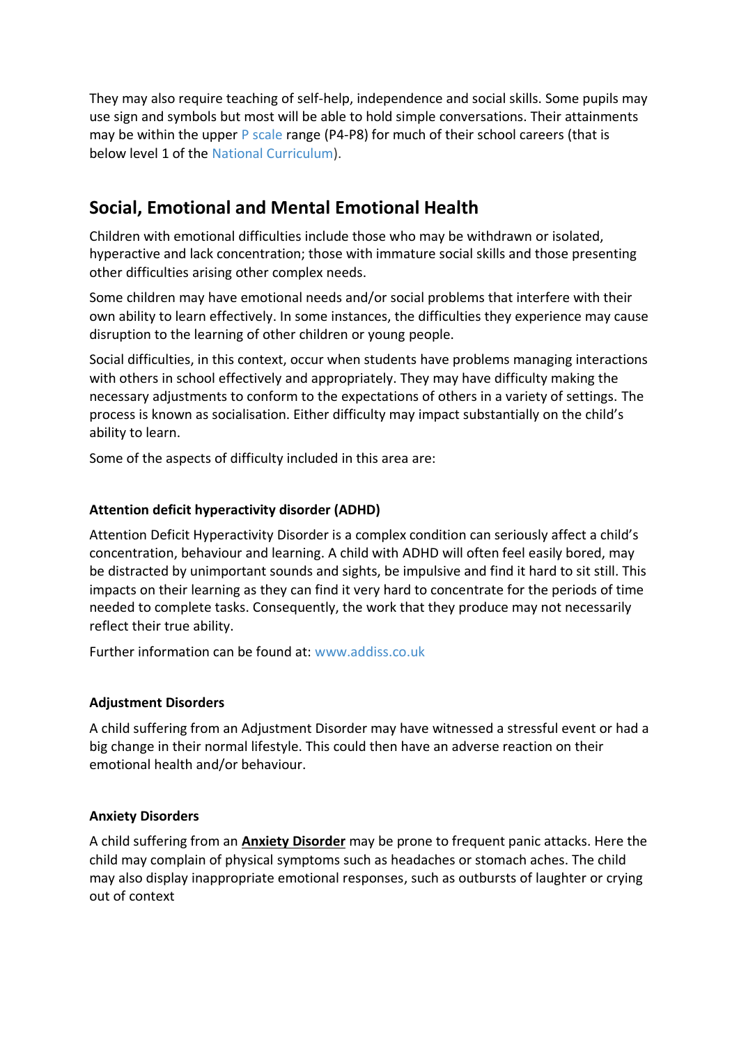They may also require teaching of self-help, independence and social skills. Some pupils may use sign and symbols but most will be able to hold simple conversations. Their attainments may be within the upper P scale range (P4-P8) for much of their school careers (that is below level 1 of the National Curriculum).

## Social, Emotional and Mental Emotional Health

Children with emotional difficulties include those who may be withdrawn or isolated, hyperactive and lack concentration; those with immature social skills and those presenting other difficulties arising other complex needs.

Some children may have emotional needs and/or social problems that interfere with their own ability to learn effectively. In some instances, the difficulties they experience may cause disruption to the learning of other children or young people.

Social difficulties, in this context, occur when students have problems managing interactions with others in school effectively and appropriately. They may have difficulty making the necessary adjustments to conform to the expectations of others in a variety of settings. The process is known as socialisation. Either difficulty may impact substantially on the child's ability to learn.

Some of the aspects of difficulty included in this area are:

### Attention deficit hyperactivity disorder (ADHD)

Attention Deficit Hyperactivity Disorder is a complex condition can seriously affect a child's concentration, behaviour and learning. A child with ADHD will often feel easily bored, may be distracted by unimportant sounds and sights, be impulsive and find it hard to sit still. This impacts on their learning as they can find it very hard to concentrate for the periods of time needed to complete tasks. Consequently, the work that they produce may not necessarily reflect their true ability.

Further information can be found at: www.addiss.co.uk

### Adjustment Disorders

A child suffering from an Adjustment Disorder may have witnessed a stressful event or had a big change in their normal lifestyle. This could then have an adverse reaction on their emotional health and/or behaviour.

### Anxiety Disorders

A child suffering from an **Anxiety Disorder** may be prone to frequent panic attacks. Here the child may complain of physical symptoms such as headaches or stomach aches. The child may also display inappropriate emotional responses, such as outbursts of laughter or crying out of context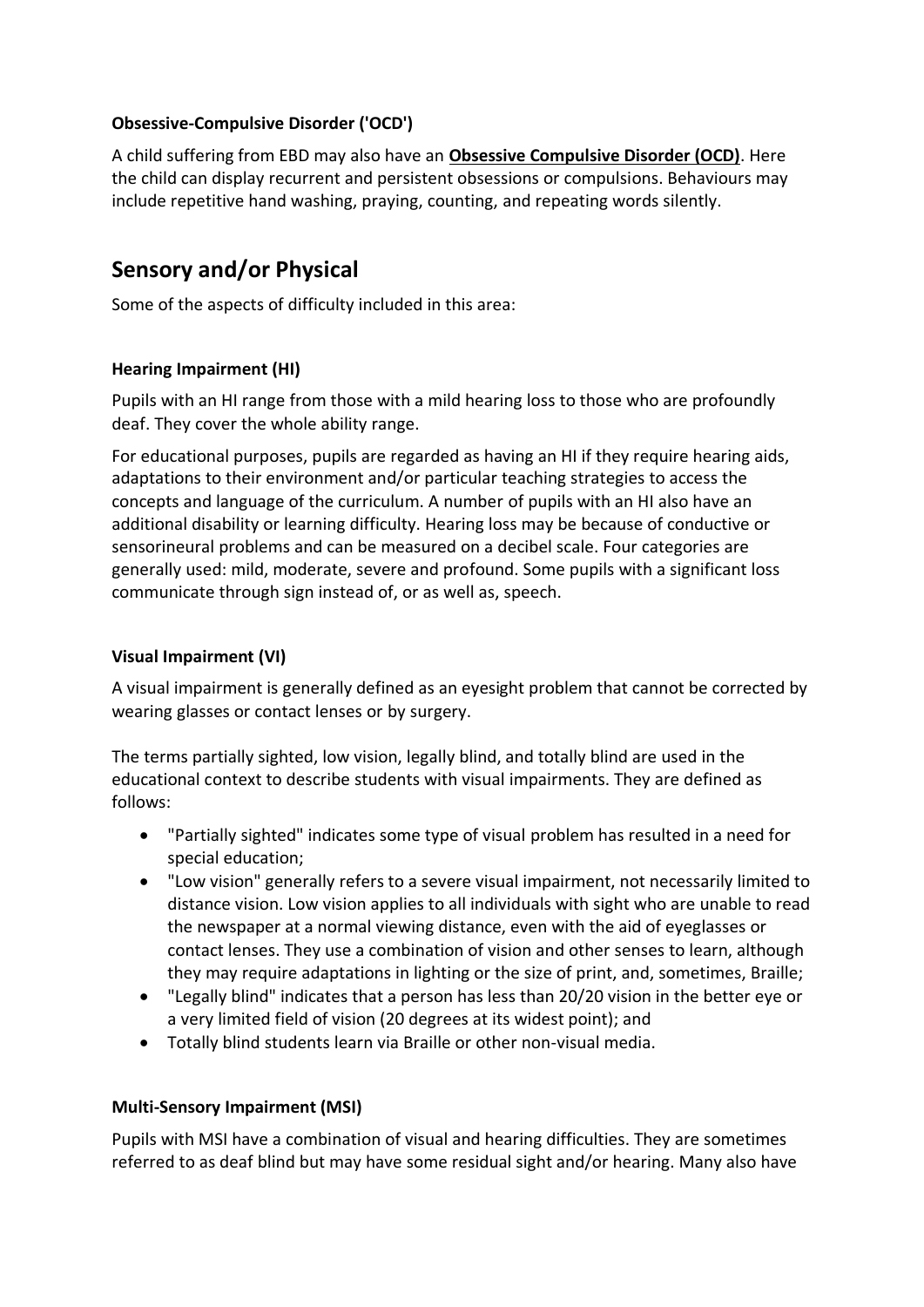**Obsessive-Compulsive Disorder ('OCD')**

A child suffering from EBD may also have an **Obsessive Compulsive Disorder (OCD)**. Here the child can display recurrent and persistent obsessions or compulsions. Behaviours may include repetitive hand washing, praying, counting, and repeating words silently.

## Sensory and/or Physical

Some of the aspects of difficulty included in this area:

**Hearing Impairment (HI)**

Pupils with an HI range from those with a mild hearing loss to those who are profoundly deaf. They cover the whole ability range.

For educational purposes, pupils are regarded as having an HI if they require hearing aids, adaptations to their environment and/or particular teaching strategies to access the concepts and language of the curriculum. A number of pupils with an HI also have an additional disability or learning difficulty. Hearing loss may be because of conductive or sensorineural problems and can be measured on a decibel scale. Four categories are generally used: mild, moderate, severe and profound. Some pupils with a significant loss communicate through sign instead of, or as well as, speech.

**Visual Impairment (VI)**

A visual impairment is generally defined as an eyesight problem that cannot be corrected by wearing glasses or contact lenses or by surgery.

The terms partially sighted, low vision, legally blind, and totally blind are used in the educational context to describe students with visual impairments. They are defined as follows:

- "Partially sighted" indicates some type of visual problem has resulted in a need for special education;
- "Low vision" generally refers to a severe visual impairment, not necessarily limited to distance vision. Low vision applies to all individuals with sight who are unable to read the newspaper at a normal viewing distance, even with the aid of eyeglasses or contact lenses. They use a combination of vision and other senses to learn, although they may require adaptations in lighting or the size of print, and, sometimes, Braille;
- "Legally blind" indicates that a person has less than 20/20 vision in the better eye or a very limited field of vision (20 degrees at its widest point); and
- Totally blind students learn via Braille or other non-visual media.

**Multi-Sensory Impairment (MSI)**

Pupils with MSI have a combination of visual and hearing difficulties. They are sometimes referred to as deaf blind but may have some residual sight and/or hearing. Many also have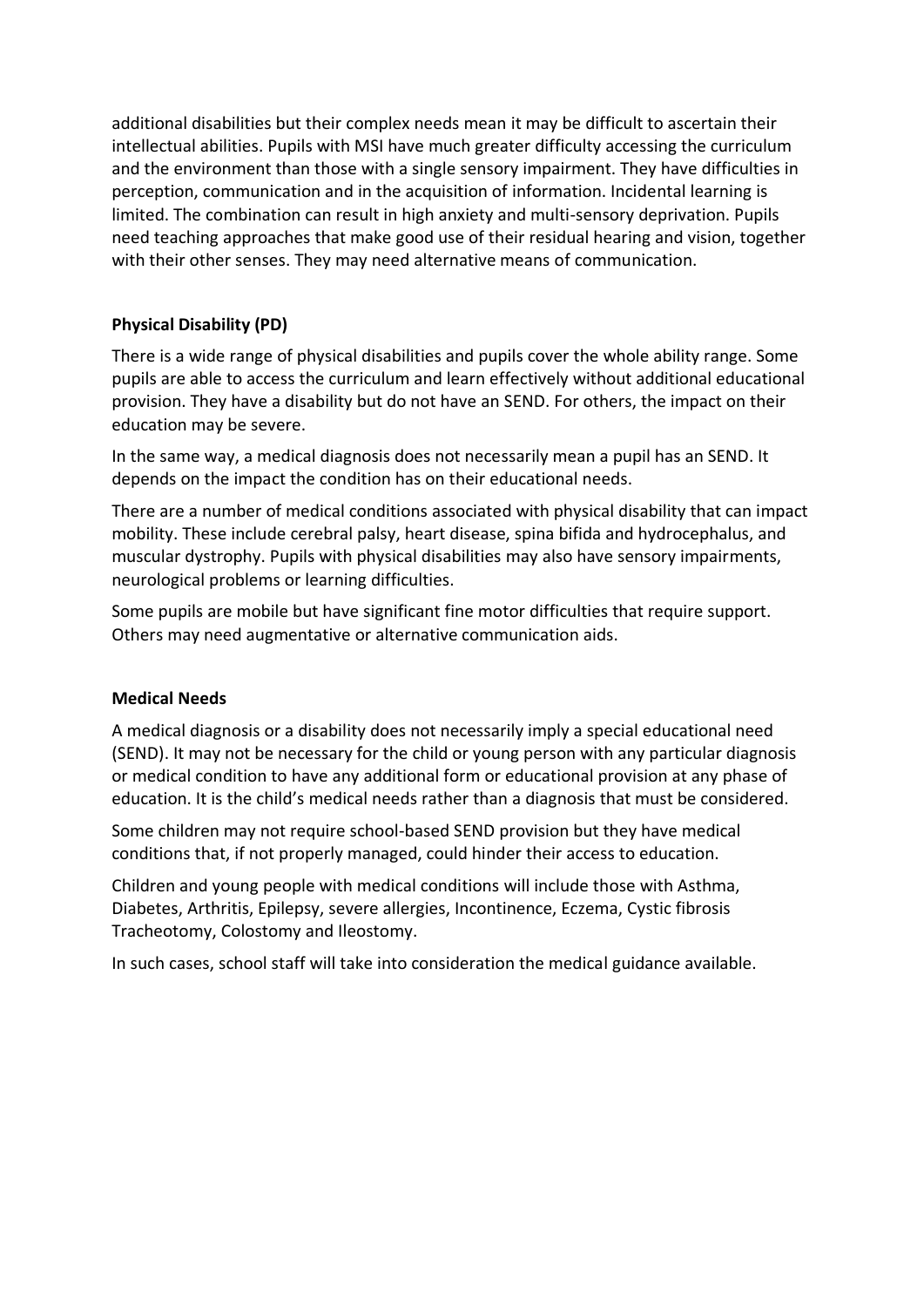additional disabilities but their complex needs mean it may be difficult to ascertain their intellectual abilities. Pupils with MSI have much greater difficulty accessing the curriculum and the environment than those with a single sensory impairment. They have difficulties in perception, communication and in the acquisition of information. Incidental learning is limited. The combination can result in high anxiety and multi-sensory deprivation. Pupils need teaching approaches that make good use of their residual hearing and vision, together with their other senses. They may need alternative means of communication.

**Physical Disability (PD)**

There is a wide range of physical disabilities and pupils cover the whole ability range. Some pupils are able to access the curriculum and learn effectively without additional educational provision. They have a disability but do not have an SEND. For others, the impact on their education may be severe.

In the same way, a medical diagnosis does not necessarily mean a pupil has an SEND. It depends on the impact the condition has on their educational needs.

There are a number of medical conditions associated with physical disability that can impact mobility. These include cerebral palsy, heart disease, spina bifida and hydrocephalus, and muscular dystrophy. Pupils with physical disabilities may also have sensory impairments, neurological problems or learning difficulties.

Some pupils are mobile but have significant fine motor difficulties that require support. Others may need augmentative or alternative communication aids.

**Medical Needs**

A medical diagnosis or a disability does not necessarily imply a special educational need (SEND). It may not be necessary for the child or young person with any particular diagnosis or medical condition to have any additional form or educational provision at any phase of education. It is the child's medical needs rather than a diagnosis that must be considered.

Some children may not require school-based SEND provision but they have medical conditions that, if not properly managed, could hinder their access to education.

Children and young people with medical conditions will include those with Asthma, Diabetes, Arthritis, Epilepsy, severe allergies, Incontinence, Eczema, Cystic fibrosis Tracheotomy, Colostomy and Ileostomy.

In such cases, school staff will take into consideration the medical guidance available.